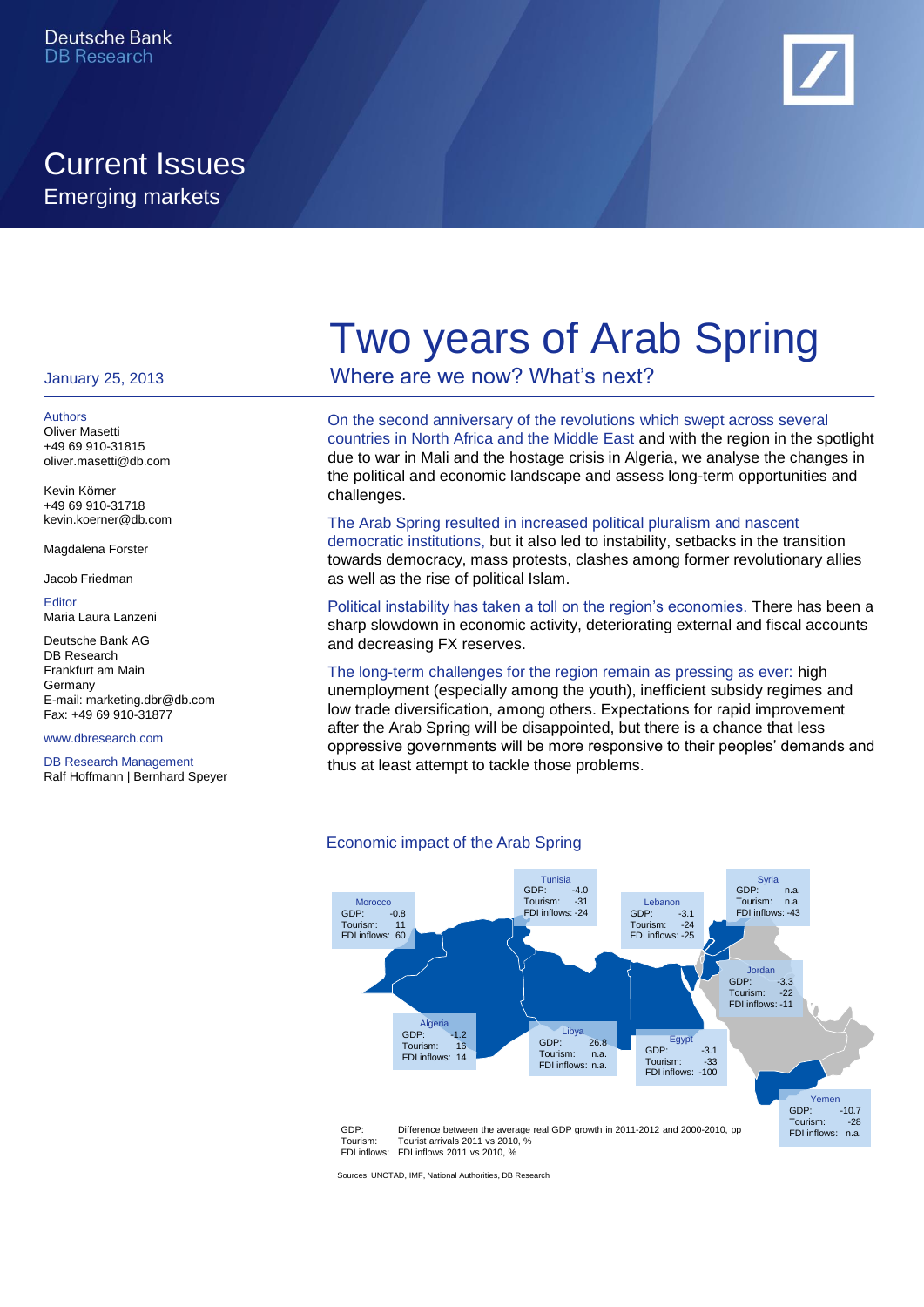Deutsche Bank
DB Research

# Current Issues
Emerging markets

# Two years of Arab Spring
## Where are we now? What's next?

January 25, 2013

**Authors**
Oliver Masetti
+49 69 910-31815
oliver.masetti@db.com

Kevin Körner
+49 69 910-31718
kevin.koerner@db.com

Magdalena Forster

Jacob Friedman

**Editor**
Maria Laura Lanzeni

Deutsche Bank AG
DB Research
Frankfurt am Main
Germany
E-mail: marketing.dbr@db.com
Fax: +49 69 910-31877

www.dbresearch.com

DB Research Management
Ralf Hoffmann | Bernhard Speyer

On the second anniversary of the revolutions which swept across several countries in North Africa and the Middle East and with the region in the spotlight due to war in Mali and the hostage crisis in Algeria, we analyse the changes in the political and economic landscape and assess long-term opportunities and challenges.

The Arab Spring resulted in increased political pluralism and nascent democratic institutions, but it also led to instability, setbacks in the transition towards democracy, mass protests, clashes among former revolutionary allies as well as the rise of political Islam.

Political instability has taken a toll on the region's economies. There has been a sharp slowdown in economic activity, deteriorating external and fiscal accounts and decreasing FX reserves.

The long-term challenges for the region remain as pressing as ever: high unemployment (especially among the youth), inefficient subsidy regimes and low trade diversification, among others. Expectations for rapid improvement after the Arab Spring will be disappointed, but there is a chance that less oppressive governments will be more responsive to their peoples' demands and thus at least attempt to tackle those problems.

### Economic impact of the Arab Spring

| Country | GDP | Tourism | FDI inflows |
|---|---|---|---|
| Morocco | -0.8 | 11 | 60 |
| Algeria | -1.2 | 16 | 14 |
| Tunisia | -4.0 | -31 | -24 |
| Libya | 26.8 | n.a. | n.a. |
| Egypt | -3.1 | -33 | -100 |
| Lebanon | -3.1 | -24 | -25 |
| Syria | n.a. | n.a. | -43 |
| Jordan | -3.3 | -22 | -11 |
| Yemen | -10.7 | -28 | n.a. |

GDP: Difference between the average real GDP growth in 2011-2012 and 2000-2010, pp
Tourism: Tourist arrivals 2011 vs 2010, %
FDI inflows: FDI inflows 2011 vs 2010, %

Sources: UNCTAD, IMF, National Authorities, DB Research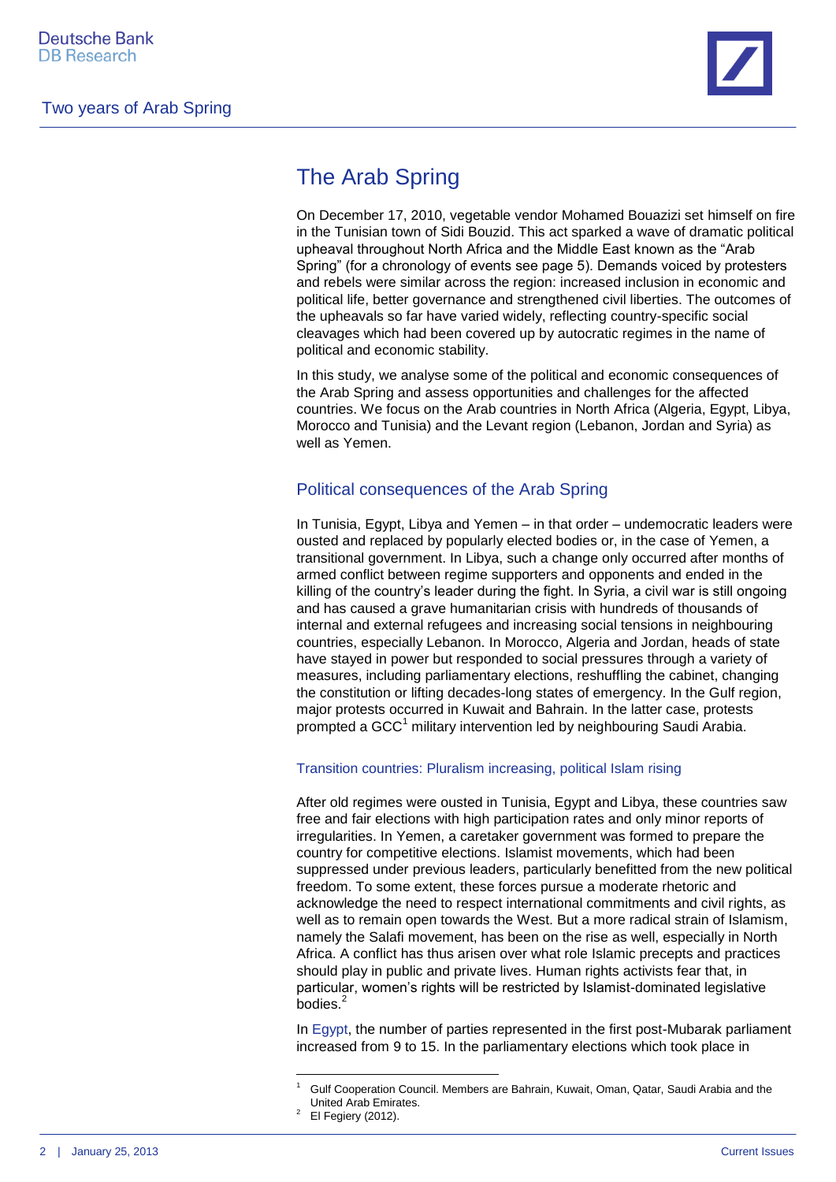# The Arab Spring

On December 17, 2010, vegetable vendor Mohamed Bouazizi set himself on fire in the Tunisian town of Sidi Bouzid. This act sparked a wave of dramatic political upheaval throughout North Africa and the Middle East known as the "Arab Spring" (for a chronology of events see page 5). Demands voiced by protesters and rebels were similar across the region: increased inclusion in economic and political life, better governance and strengthened civil liberties. The outcomes of the upheavals so far have varied widely, reflecting country-specific social cleavages which had been covered up by autocratic regimes in the name of political and economic stability.

In this study, we analyse some of the political and economic consequences of the Arab Spring and assess opportunities and challenges for the affected countries. We focus on the Arab countries in North Africa (Algeria, Egypt, Libya, Morocco and Tunisia) and the Levant region (Lebanon, Jordan and Syria) as well as Yemen.

## Political consequences of the Arab Spring

In Tunisia, Egypt, Libya and Yemen – in that order – undemocratic leaders were ousted and replaced by popularly elected bodies or, in the case of Yemen, a transitional government. In Libya, such a change only occurred after months of armed conflict between regime supporters and opponents and ended in the killing of the country's leader during the fight. In Syria, a civil war is still ongoing and has caused a grave humanitarian crisis with hundreds of thousands of internal and external refugees and increasing social tensions in neighbouring countries, especially Lebanon. In Morocco, Algeria and Jordan, heads of state have stayed in power but responded to social pressures through a variety of measures, including parliamentary elections, reshuffling the cabinet, changing the constitution or lifting decades-long states of emergency. In the Gulf region, major protests occurred in Kuwait and Bahrain. In the latter case, protests prompted a GCC[1] military intervention led by neighbouring Saudi Arabia.

### Transition countries: Pluralism increasing, political Islam rising

After old regimes were ousted in Tunisia, Egypt and Libya, these countries saw free and fair elections with high participation rates and only minor reports of irregularities. In Yemen, a caretaker government was formed to prepare the country for competitive elections. Islamist movements, which had been suppressed under previous leaders, particularly benefitted from the new political freedom. To some extent, these forces pursue a moderate rhetoric and acknowledge the need to respect international commitments and civil rights, as well as to remain open towards the West. But a more radical strain of Islamism, namely the Salafi movement, has been on the rise as well, especially in North Africa. A conflict has thus arisen over what role Islamic precepts and practices should play in public and private lives. Human rights activists fear that, in particular, women's rights will be restricted by Islamist-dominated legislative bodies.[2]

In Egypt, the number of parties represented in the first post-Mubarak parliament increased from 9 to 15. In the parliamentary elections which took place in

[1] Gulf Cooperation Council. Members are Bahrain, Kuwait, Oman, Qatar, Saudi Arabia and the United Arab Emirates.

[2] El Fegiery (2012).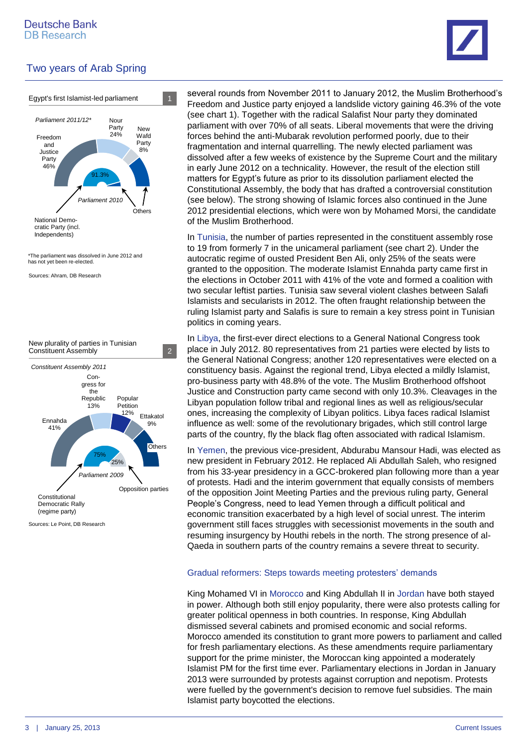Egypt's first Islamist-led parliament 1

*Parliament 2011/12**

Freedom and Justice Party 46%

Nour Party 24%

New Wafd Party 8%

91.3%

*Parliament 2010*

Others

National Democratic Party (incl. Independents)

*The parliament was dissolved in June 2012 and has not yet been re-elected.

Sources: Ahram, DB Research

New plurality of parties in Tunisian Constituent Assembly 2

*Constituent Assembly 2011*

Congress for the Republic 13%

Popular Petition 12%

Ettakatol 9%

Ennahda 41%

Others

75%

25%

*Parliament 2009*

Opposition parties

Constitutional Democratic Rally (regime party)

Sources: Le Point, DB Research

several rounds from November 2011 to January 2012, the Muslim Brotherhood's Freedom and Justice party enjoyed a landslide victory gaining 46.3% of the vote (see chart 1). Together with the radical Salafist Nour party they dominated parliament with over 70% of all seats. Liberal movements that were the driving forces behind the anti-Mubarak revolution performed poorly, due to their fragmentation and internal quarrelling. The newly elected parliament was dissolved after a few weeks of existence by the Supreme Court and the military in early June 2012 on a technicality. However, the result of the election still matters for Egypt's future as prior to its dissolution parliament elected the Constitutional Assembly, the body that has drafted a controversial constitution (see below). The strong showing of Islamic forces also continued in the June 2012 presidential elections, which were won by Mohamed Morsi, the candidate of the Muslim Brotherhood.

In Tunisia, the number of parties represented in the constituent assembly rose to 19 from formerly 7 in the unicameral parliament (see chart 2). Under the autocratic regime of ousted President Ben Ali, only 25% of the seats were granted to the opposition. The moderate Islamist Ennahda party came first in the elections in October 2011 with 41% of the vote and formed a coalition with two secular leftist parties. Tunisia saw several violent clashes between Salafi Islamists and secularists in 2012. The often fraught relationship between the ruling Islamist party and Salafis is sure to remain a key stress point in Tunisian politics in coming years.

In Libya, the first-ever direct elections to a General National Congress took place in July 2012. 80 representatives from 21 parties were elected by lists to the General National Congress; another 120 representatives were elected on a constituency basis. Against the regional trend, Libya elected a mildly Islamist, pro-business party with 48.8% of the vote. The Muslim Brotherhood offshoot Justice and Construction party came second with only 10.3%. Cleavages in the Libyan population follow tribal and regional lines as well as religious/secular ones, increasing the complexity of Libyan politics. Libya faces radical Islamist influence as well: some of the revolutionary brigades, which still control large parts of the country, fly the black flag often associated with radical Islamism.

In Yemen, the previous vice-president, Abdurabu Mansour Hadi, was elected as new president in February 2012. He replaced Ali Abdullah Saleh, who resigned from his 33-year presidency in a GCC-brokered plan following more than a year of protests. Hadi and the interim government that equally consists of members of the opposition Joint Meeting Parties and the previous ruling party, General People's Congress, need to lead Yemen through a difficult political and economic transition exacerbated by a high level of social unrest. The interim government still faces struggles with secessionist movements in the south and resuming insurgency by Houthi rebels in the north. The strong presence of al-Qaeda in southern parts of the country remains a severe threat to security.

## Gradual reformers: Steps towards meeting protesters' demands

King Mohamed VI in Morocco and King Abdullah II in Jordan have both stayed in power. Although both still enjoy popularity, there were also protests calling for greater political openness in both countries. In response, King Abdullah dismissed several cabinets and promised economic and social reforms. Morocco amended its constitution to grant more powers to parliament and called for fresh parliamentary elections. As these amendments require parliamentary support for the prime minister, the Moroccan king appointed a moderately Islamist PM for the first time ever. Parliamentary elections in Jordan in January 2013 were surrounded by protests against corruption and nepotism. Protests were fuelled by the government's decision to remove fuel subsidies. The main Islamist party boycotted the elections.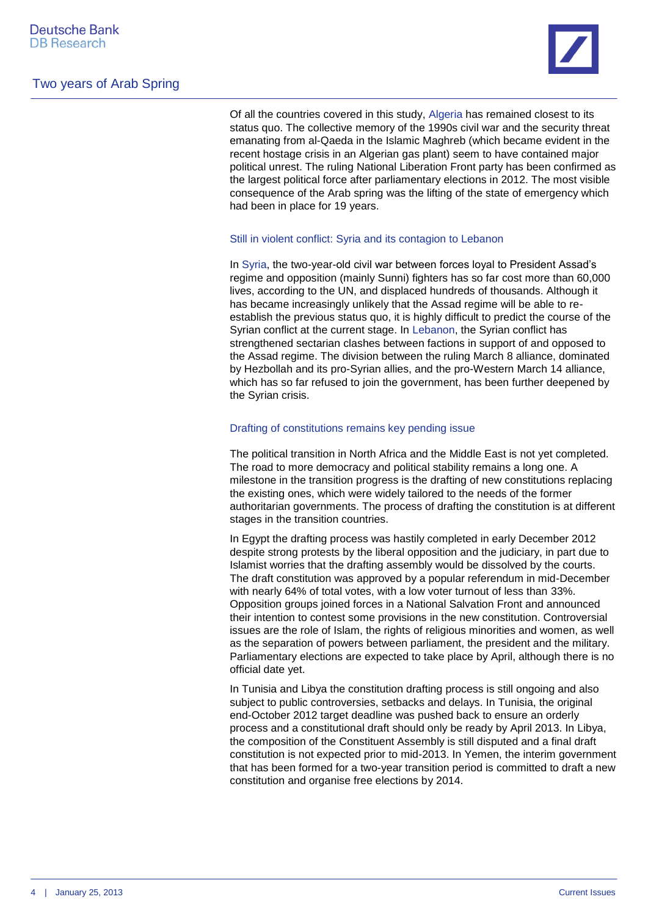Of all the countries covered in this study, Algeria has remained closest to its status quo. The collective memory of the 1990s civil war and the security threat emanating from al-Qaeda in the Islamic Maghreb (which became evident in the recent hostage crisis in an Algerian gas plant) seem to have contained major political unrest. The ruling National Liberation Front party has been confirmed as the largest political force after parliamentary elections in 2012. The most visible consequence of the Arab spring was the lifting of the state of emergency which had been in place for 19 years.

### Still in violent conflict: Syria and its contagion to Lebanon

In Syria, the two-year-old civil war between forces loyal to President Assad's regime and opposition (mainly Sunni) fighters has so far cost more than 60,000 lives, according to the UN, and displaced hundreds of thousands. Although it has became increasingly unlikely that the Assad regime will be able to re-establish the previous status quo, it is highly difficult to predict the course of the Syrian conflict at the current stage. In Lebanon, the Syrian conflict has strengthened sectarian clashes between factions in support of and opposed to the Assad regime. The division between the ruling March 8 alliance, dominated by Hezbollah and its pro-Syrian allies, and the pro-Western March 14 alliance, which has so far refused to join the government, has been further deepened by the Syrian crisis.

### Drafting of constitutions remains key pending issue

The political transition in North Africa and the Middle East is not yet completed. The road to more democracy and political stability remains a long one. A milestone in the transition progress is the drafting of new constitutions replacing the existing ones, which were widely tailored to the needs of the former authoritarian governments. The process of drafting the constitution is at different stages in the transition countries.

In Egypt the drafting process was hastily completed in early December 2012 despite strong protests by the liberal opposition and the judiciary, in part due to Islamist worries that the drafting assembly would be dissolved by the courts. The draft constitution was approved by a popular referendum in mid-December with nearly 64% of total votes, with a low voter turnout of less than 33%. Opposition groups joined forces in a National Salvation Front and announced their intention to contest some provisions in the new constitution. Controversial issues are the role of Islam, the rights of religious minorities and women, as well as the separation of powers between parliament, the president and the military. Parliamentary elections are expected to take place by April, although there is no official date yet.

In Tunisia and Libya the constitution drafting process is still ongoing and also subject to public controversies, setbacks and delays. In Tunisia, the original end-October 2012 target deadline was pushed back to ensure an orderly process and a constitutional draft should only be ready by April 2013. In Libya, the composition of the Constituent Assembly is still disputed and a final draft constitution is not expected prior to mid-2013. In Yemen, the interim government that has been formed for a two-year transition period is committed to draft a new constitution and organise free elections by 2014.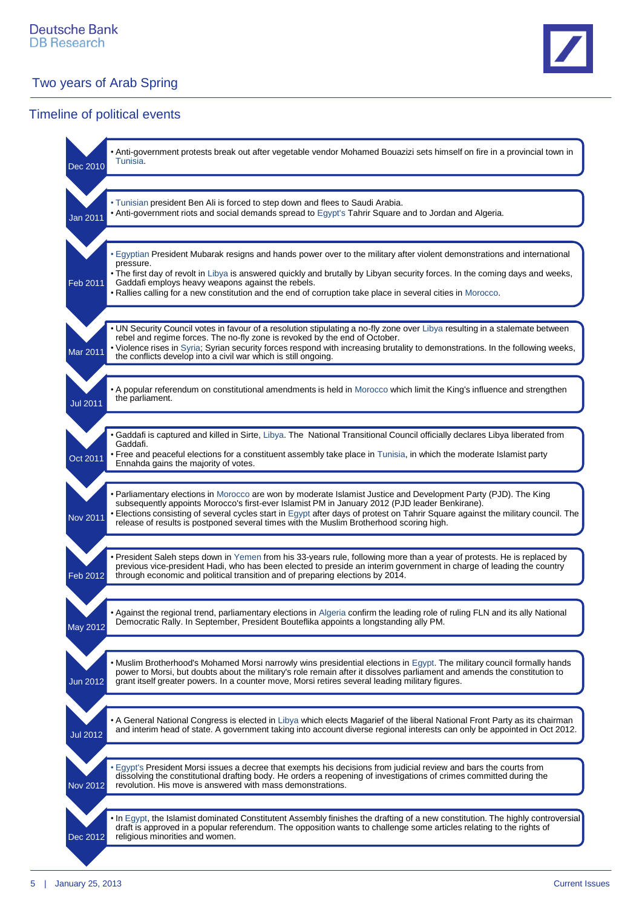## Timeline of political events

**Dec 2010**

- Anti-government protests break out after vegetable vendor Mohamed Bouazizi sets himself on fire in a provincial town in Tunisia.

**Jan 2011**

- Tunisian president Ben Ali is forced to step down and flees to Saudi Arabia.
- Anti-government riots and social demands spread to Egypt's Tahrir Square and to Jordan and Algeria.

**Feb 2011**

- Egyptian President Mubarak resigns and hands power over to the military after violent demonstrations and international pressure.
- The first day of revolt in Libya is answered quickly and brutally by Libyan security forces. In the coming days and weeks, Gaddafi employs heavy weapons against the rebels.
- Rallies calling for a new constitution and the end of corruption take place in several cities in Morocco.

**Mar 2011**

- UN Security Council votes in favour of a resolution stipulating a no-fly zone over Libya resulting in a stalemate between rebel and regime forces. The no-fly zone is revoked by the end of October.
- Violence rises in Syria; Syrian security forces respond with increasing brutality to demonstrations. In the following weeks, the conflicts develop into a civil war which is still ongoing.

**Jul 2011**

- A popular referendum on constitutional amendments is held in Morocco which limit the King's influence and strengthen the parliament.

**Oct 2011**

- Gaddafi is captured and killed in Sirte, Libya. The National Transitional Council officially declares Libya liberated from Gaddafi.
- Free and peaceful elections for a constituent assembly take place in Tunisia, in which the moderate Islamist party Ennahda gains the majority of votes.

**Nov 2011**

- Parliamentary elections in Morocco are won by moderate Islamist Justice and Development Party (PJD). The King subsequently appoints Morocco's first-ever Islamist PM in January 2012 (PJD leader Benkirane).
- Elections consisting of several cycles start in Egypt after days of protest on Tahrir Square against the military council. The release of results is postponed several times with the Muslim Brotherhood scoring high.

**Feb 2012**

- President Saleh steps down in Yemen from his 33-years rule, following more than a year of protests. He is replaced by previous vice-president Hadi, who has been elected to preside an interim government in charge of leading the country through economic and political transition and of preparing elections by 2014.

**May 2012**

- Against the regional trend, parliamentary elections in Algeria confirm the leading role of ruling FLN and its ally National Democratic Rally. In September, President Bouteflika appoints a longstanding ally PM.

**Jun 2012**

- Muslim Brotherhood's Mohamed Morsi narrowly wins presidential elections in Egypt. The military council formally hands power to Morsi, but doubts about the military's role remain after it dissolves parliament and amends the constitution to grant itself greater powers. In a counter move, Morsi retires several leading military figures.

**Jul 2012**

- A General National Congress is elected in Libya which elects Magarief of the liberal National Front Party as its chairman and interim head of state. A government taking into account diverse regional interests can only be appointed in Oct 2012.

**Nov 2012**

- Egypt's President Morsi issues a decree that exempts his decisions from judicial review and bars the courts from dissolving the constitutional drafting body. He orders a reopening of investigations of crimes committed during the revolution. His move is answered with mass demonstrations.

**Dec 2012**

- In Egypt, the Islamist dominated Constitutent Assembly finishes the drafting of a new constitution. The highly controversial draft is approved in a popular referendum. The opposition wants to challenge some articles relating to the rights of religious minorities and women.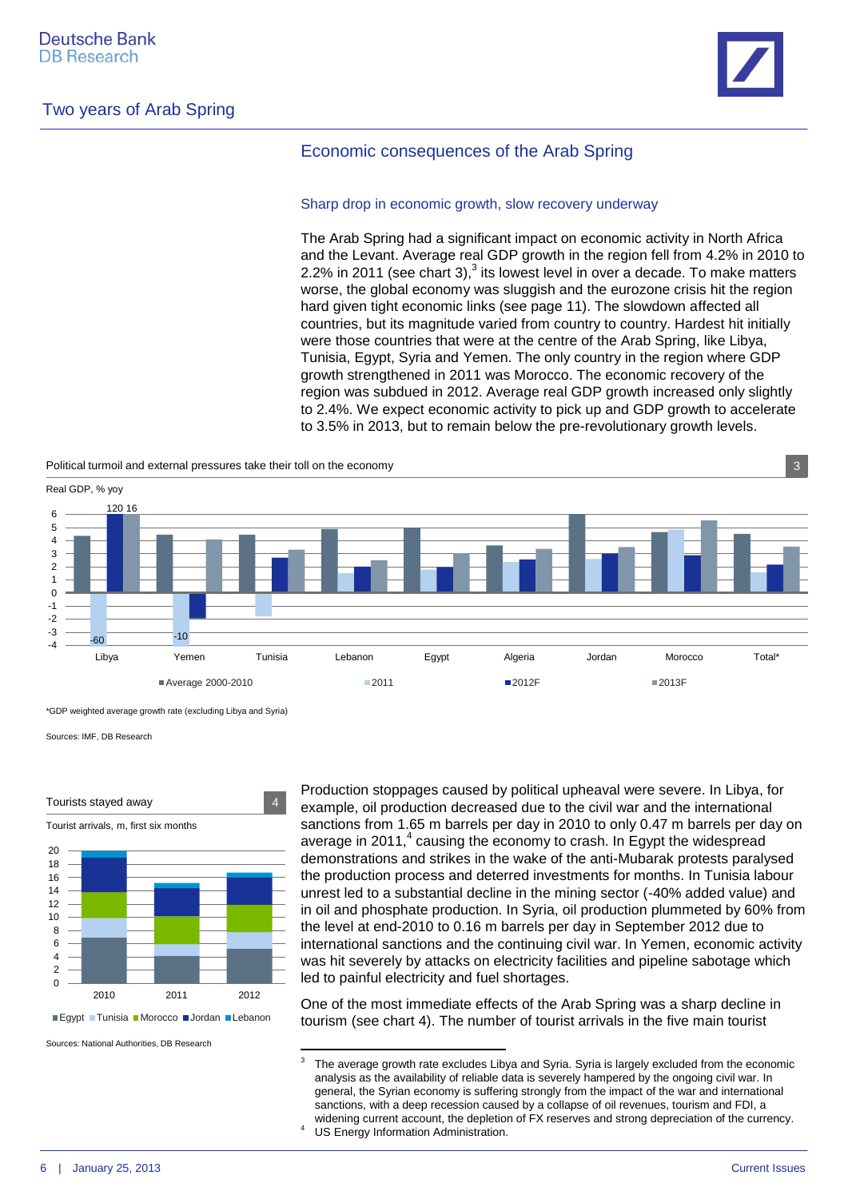## Economic consequences of the Arab Spring

### Sharp drop in economic growth, slow recovery underway

The Arab Spring had a significant impact on economic activity in North Africa and the Levant. Average real GDP growth in the region fell from 4.2% in 2010 to 2.2% in 2011 (see chart 3),[3] its lowest level in over a decade. To make matters worse, the global economy was sluggish and the eurozone crisis hit the region hard given tight economic links (see page 11). The slowdown affected all countries, but its magnitude varied from country to country. Hardest hit initially were those countries that were at the centre of the Arab Spring, like Libya, Tunisia, Egypt, Syria and Yemen. The only country in the region where GDP growth strengthened in 2011 was Morocco. The economic recovery of the region was subdued in 2012. Average real GDP growth increased only slightly to 2.4%. We expect economic activity to pick up and GDP growth to accelerate to 3.5% in 2013, but to remain below the pre-revolutionary growth levels.

Political turmoil and external pressures take their toll on the economy — 3

Real GDP, % yoy

Average 2000-2010 · 2011 · 2012F · 2013F

Libya, Yemen, Tunisia, Lebanon, Egypt, Algeria, Jordan, Morocco, Total*

Labels: Libya 2011: -60; Libya 2012F: 120; Libya 2013F: 16; Yemen 2011: -10

*GDP weighted average growth rate (excluding Libya and Syria)

Sources: IMF, DB Research

Tourists stayed away — 4

Tourist arrivals, m, first six months

2010, 2011, 2012

Egypt · Tunisia · Morocco · Jordan · Lebanon

Sources: National Authorities, DB Research

Production stoppages caused by political upheaval were severe. In Libya, for example, oil production decreased due to the civil war and the international sanctions from 1.65 m barrels per day in 2010 to only 0.47 m barrels per day on average in 2011,[4] causing the economy to crash. In Egypt the widespread demonstrations and strikes in the wake of the anti-Mubarak protests paralysed the production process and deterred investments for months. In Tunisia labour unrest led to a substantial decline in the mining sector (-40% added value) and in oil and phosphate production. In Syria, oil production plummeted by 60% from the level at end-2010 to 0.16 m barrels per day in September 2012 due to international sanctions and the continuing civil war. In Yemen, economic activity was hit severely by attacks on electricity facilities and pipeline sabotage which led to painful electricity and fuel shortages.

One of the most immediate effects of the Arab Spring was a sharp decline in tourism (see chart 4). The number of tourist arrivals in the five main tourist

---

[3] The average growth rate excludes Libya and Syria. Syria is largely excluded from the economic analysis as the availability of reliable data is severely hampered by the ongoing civil war. In general, the Syrian economy is suffering strongly from the impact of the war and international sanctions, with a deep recession caused by a collapse of oil revenues, tourism and FDI, a widening current account, the depletion of FX reserves and strong depreciation of the currency.

[4] US Energy Information Administration.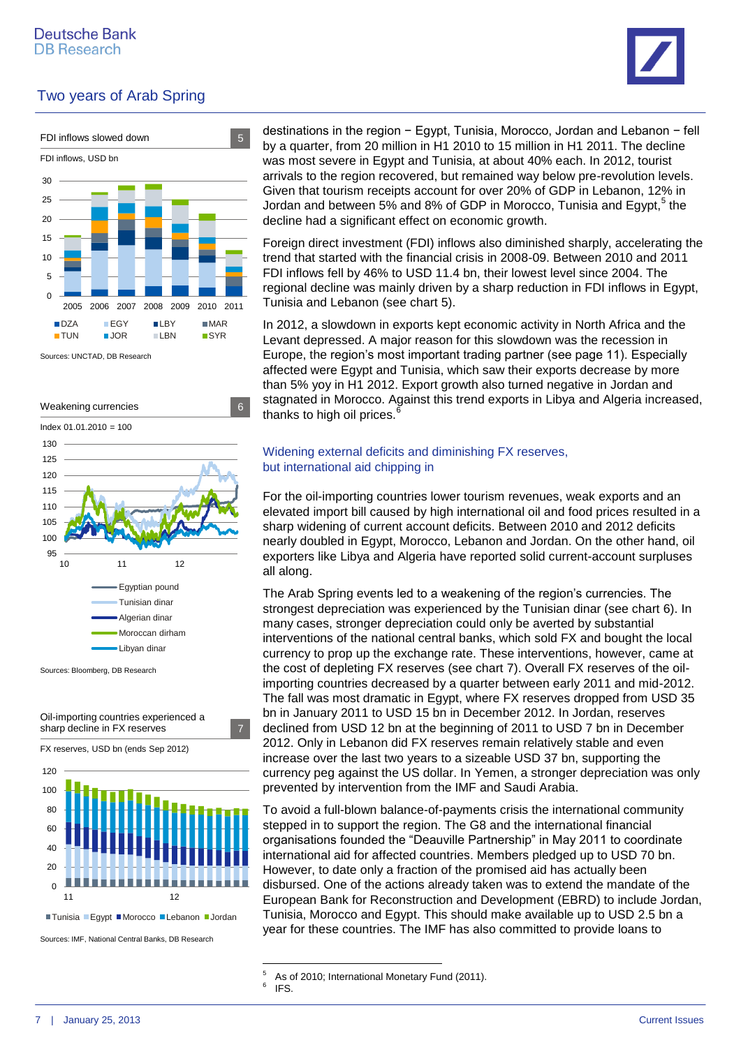FDI inflows slowed down

5

FDI inflows, USD bn

Sources: UNCTAD, DB Research

Weakening currencies

6

Index 01.01.2010 = 100

Sources: Bloomberg, DB Research

Oil-importing countries experienced a sharp decline in FX reserves

7

FX reserves, USD bn (ends Sep 2012)

Sources: IMF, National Central Banks, DB Research

destinations in the region − Egypt, Tunisia, Morocco, Jordan and Lebanon − fell by a quarter, from 20 million in H1 2010 to 15 million in H1 2011. The decline was most severe in Egypt and Tunisia, at about 40% each. In 2012, tourist arrivals to the region recovered, but remained way below pre-revolution levels. Given that tourism receipts account for over 20% of GDP in Lebanon, 12% in Jordan and between 5% and 8% of GDP in Morocco, Tunisia and Egypt,[5] the decline had a significant effect on economic growth.

Foreign direct investment (FDI) inflows also diminished sharply, accelerating the trend that started with the financial crisis in 2008-09. Between 2010 and 2011 FDI inflows fell by 46% to USD 11.4 bn, their lowest level since 2004. The regional decline was mainly driven by a sharp reduction in FDI inflows in Egypt, Tunisia and Lebanon (see chart 5).

In 2012, a slowdown in exports kept economic activity in North Africa and the Levant depressed. A major reason for this slowdown was the recession in Europe, the region's most important trading partner (see page 11). Especially affected were Egypt and Tunisia, which saw their exports decrease by more than 5% yoy in H1 2012. Export growth also turned negative in Jordan and stagnated in Morocco. Against this trend exports in Libya and Algeria increased, thanks to high oil prices.[6]

## Widening external deficits and diminishing FX reserves, but international aid chipping in

For the oil-importing countries lower tourism revenues, weak exports and an elevated import bill caused by high international oil and food prices resulted in a sharp widening of current account deficits. Between 2010 and 2012 deficits nearly doubled in Egypt, Morocco, Lebanon and Jordan. On the other hand, oil exporters like Libya and Algeria have reported solid current-account surpluses all along.

The Arab Spring events led to a weakening of the region's currencies. The strongest depreciation was experienced by the Tunisian dinar (see chart 6). In many cases, stronger depreciation could only be averted by substantial interventions of the national central banks, which sold FX and bought the local currency to prop up the exchange rate. These interventions, however, came at the cost of depleting FX reserves (see chart 7). Overall FX reserves of the oil-importing countries decreased by a quarter between early 2011 and mid-2012. The fall was most dramatic in Egypt, where FX reserves dropped from USD 35 bn in January 2011 to USD 15 bn in December 2012. In Jordan, reserves declined from USD 12 bn at the beginning of 2011 to USD 7 bn in December 2012. Only in Lebanon did FX reserves remain relatively stable and even increase over the last two years to a sizeable USD 37 bn, supporting the currency peg against the US dollar. In Yemen, a stronger depreciation was only prevented by intervention from the IMF and Saudi Arabia.

To avoid a full-blown balance-of-payments crisis the international community stepped in to support the region. The G8 and the international financial organisations founded the "Deauville Partnership" in May 2011 to coordinate international aid for affected countries. Members pledged up to USD 70 bn. However, to date only a fraction of the promised aid has actually been disbursed. One of the actions already taken was to extend the mandate of the European Bank for Reconstruction and Development (EBRD) to include Jordan, Tunisia, Morocco and Egypt. This should make available up to USD 2.5 bn a year for these countries. The IMF has also committed to provide loans to

---

[5] As of 2010; International Monetary Fund (2011).

[6] IFS.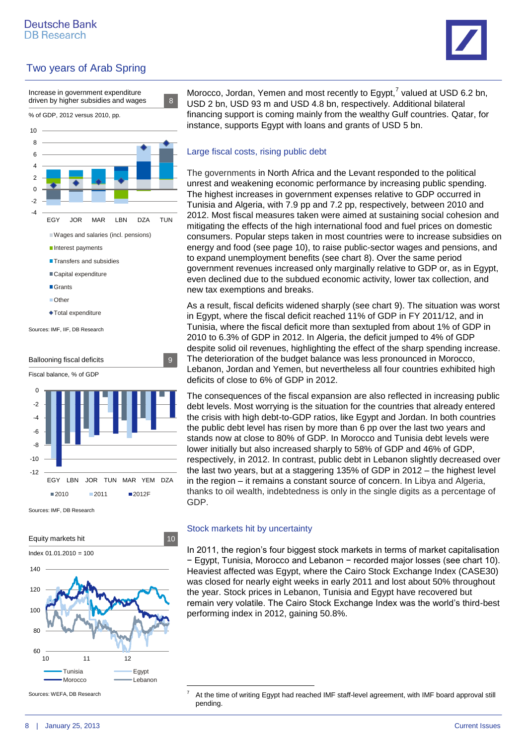Morocco, Jordan, Yemen and most recently to Egypt,[7] valued at USD 6.2 bn, USD 2 bn, USD 93 m and USD 4.8 bn, respectively. Additional bilateral financing support is coming mainly from the wealthy Gulf countries. Qatar, for instance, supports Egypt with loans and grants of USD 5 bn.

### Large fiscal costs, rising public debt

The governments in North Africa and the Levant responded to the political unrest and weakening economic performance by increasing public spending. The highest increases in government expenses relative to GDP occurred in Tunisia and Algeria, with 7.9 pp and 7.2 pp, respectively, between 2010 and 2012. Most fiscal measures taken were aimed at sustaining social cohesion and mitigating the effects of the high international food and fuel prices on domestic consumers. Popular steps taken in most countries were to increase subsidies on energy and food (see page 10), to raise public-sector wages and pensions, and to expand unemployment benefits (see chart 8). Over the same period government revenues increased only marginally relative to GDP or, as in Egypt, even declined due to the subdued economic activity, lower tax collection, and new tax exemptions and breaks.

As a result, fiscal deficits widened sharply (see chart 9). The situation was worst in Egypt, where the fiscal deficit reached 11% of GDP in FY 2011/12, and in Tunisia, where the fiscal deficit more than sextupled from about 1% of GDP in 2010 to 6.3% of GDP in 2012. In Algeria, the deficit jumped to 4% of GDP despite solid oil revenues, highlighting the effect of the sharp spending increase. The deterioration of the budget balance was less pronounced in Morocco, Lebanon, Jordan and Yemen, but nevertheless all four countries exhibited high deficits of close to 6% of GDP in 2012.

The consequences of the fiscal expansion are also reflected in increasing public debt levels. Most worrying is the situation for the countries that already entered the crisis with high debt-to-GDP ratios, like Egypt and Jordan. In both countries the public debt level has risen by more than 6 pp over the last two years and stands now at close to 80% of GDP. In Morocco and Tunisia debt levels were lower initially but also increased sharply to 58% of GDP and 46% of GDP, respectively, in 2012. In contrast, public debt in Lebanon slightly decreased over the last two years, but at a staggering 135% of GDP in 2012 – the highest level in the region – it remains a constant source of concern. In Libya and Algeria, thanks to oil wealth, indebtedness is only in the single digits as a percentage of GDP.

### Stock markets hit by uncertainty

In 2011, the region's four biggest stock markets in terms of market capitalisation − Egypt, Tunisia, Morocco and Lebanon − recorded major losses (see chart 10). Heaviest affected was Egypt, where the Cairo Stock Exchange Index (CASE30) was closed for nearly eight weeks in early 2011 and lost about 50% throughout the year. Stock prices in Lebanon, Tunisia and Egypt have recovered but remain very volatile. The Cairo Stock Exchange Index was the world's third-best performing index in 2012, gaining 50.8%.

**Increase in government expenditure driven by higher subsidies and wages** (8)

% of GDP, 2012 versus 2010, pp.

Wages and salaries (incl. pensions); Interest payments; Transfers and subsidies; Capital expenditure; Grants; Other; Total expenditure

Sources: IMF, IIF, DB Research

**Ballooning fiscal deficits** (9)

Fiscal balance, % of GDP

2010; 2011; 2012F

Sources: IMF, DB Research

**Equity markets hit** (10)

Index 01.01.2010 = 100

Tunisia; Egypt; Morocco; Lebanon

Sources: WEFA, DB Research

[7] At the time of writing Egypt had reached IMF staff-level agreement, with IMF board approval still pending.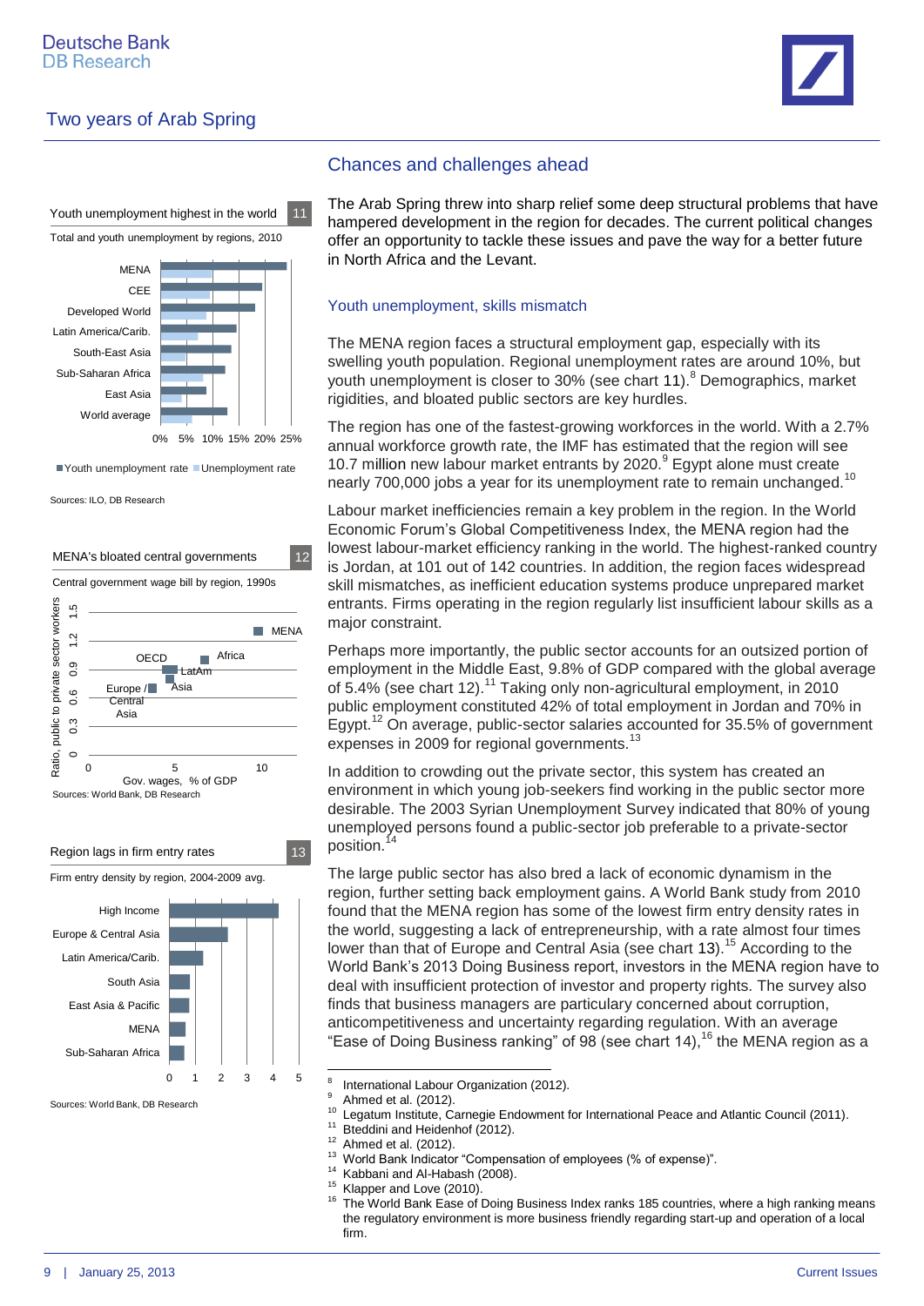## Chances and challenges ahead

The Arab Spring threw into sharp relief some deep structural problems that have hampered development in the region for decades. The current political changes offer an opportunity to tackle these issues and pave the way for a better future in North Africa and the Levant.

### Youth unemployment, skills mismatch

The MENA region faces a structural employment gap, especially with its swelling youth population. Regional unemployment rates are around 10%, but youth unemployment is closer to 30% (see chart 11).[8] Demographics, market rigidities, and bloated public sectors are key hurdles.

The region has one of the fastest-growing workforces in the world. With a 2.7% annual workforce growth rate, the IMF has estimated that the region will see 10.7 million new labour market entrants by 2020.[9] Egypt alone must create nearly 700,000 jobs a year for its unemployment rate to remain unchanged.[10]

Labour market inefficiencies remain a key problem in the region. In the World Economic Forum's Global Competitiveness Index, the MENA region had the lowest labour-market efficiency ranking in the world. The highest-ranked country is Jordan, at 101 out of 142 countries. In addition, the region faces widespread skill mismatches, as inefficient education systems produce unprepared market entrants. Firms operating in the region regularly list insufficient labour skills as a major constraint.

Perhaps more importantly, the public sector accounts for an outsized portion of employment in the Middle East, 9.8% of GDP compared with the global average of 5.4% (see chart 12).[11] Taking only non-agricultural employment, in 2010 public employment constituted 42% of total employment in Jordan and 70% in Egypt.[12] On average, public-sector salaries accounted for 35.5% of government expenses in 2009 for regional governments.[13]

In addition to crowding out the private sector, this system has created an environment in which young job-seekers find working in the public sector more desirable. The 2003 Syrian Unemployment Survey indicated that 80% of young unemployed persons found a public-sector job preferable to a private-sector position.[14]

The large public sector has also bred a lack of economic dynamism in the region, further setting back employment gains. A World Bank study from 2010 found that the MENA region has some of the lowest firm entry density rates in the world, suggesting a lack of entrepreneurship, with a rate almost four times lower than that of Europe and Central Asia (see chart 13).[15] According to the World Bank's 2013 Doing Business report, investors in the MENA region have to deal with insufficient protection of investor and property rights. The survey also finds that business managers are particularly concerned about corruption, anticompetitiveness and uncertainty regarding regulation. With an average "Ease of Doing Business ranking" of 98 (see chart 14),[16] the MENA region as a

**Youth unemployment highest in the world** (11)

Total and youth unemployment by regions, 2010

Regions: MENA, CEE, Developed World, Latin America/Carib., South-East Asia, Sub-Saharan Africa, East Asia, World average (0%–25%)

■ Youth unemployment rate ■ Unemployment rate

Sources: ILO, DB Research

**MENA's bloated central governments** (12)

Central government wage bill by region, 1990s

Ratio, public to private sector workers (y-axis); Gov. wages, % of GDP (x-axis)

Labels: MENA, OECD, Africa, LatAm, Europe / Central Asia, Asia

Sources: World Bank, DB Research

**Region lags in firm entry rates** (13)

Firm entry density by region, 2004-2009 avg.

Regions: High Income, Europe & Central Asia, Latin America/Carib., South Asia, East Asia & Pacific, MENA, Sub-Saharan Africa (0–5)

Sources: World Bank, DB Research

---

8 International Labour Organization (2012).
9 Ahmed et al. (2012).
10 Legatum Institute, Carnegie Endowment for International Peace and Atlantic Council (2011).
11 Bteddini and Heidenhof (2012).
12 Ahmed et al. (2012).
13 World Bank Indicator "Compensation of employees (% of expense)".
14 Kabbani and Al-Habash (2008).
15 Klapper and Love (2010).
16 The World Bank Ease of Doing Business Index ranks 185 countries, where a high ranking means the regulatory environment is more business friendly regarding start-up and operation of a local firm.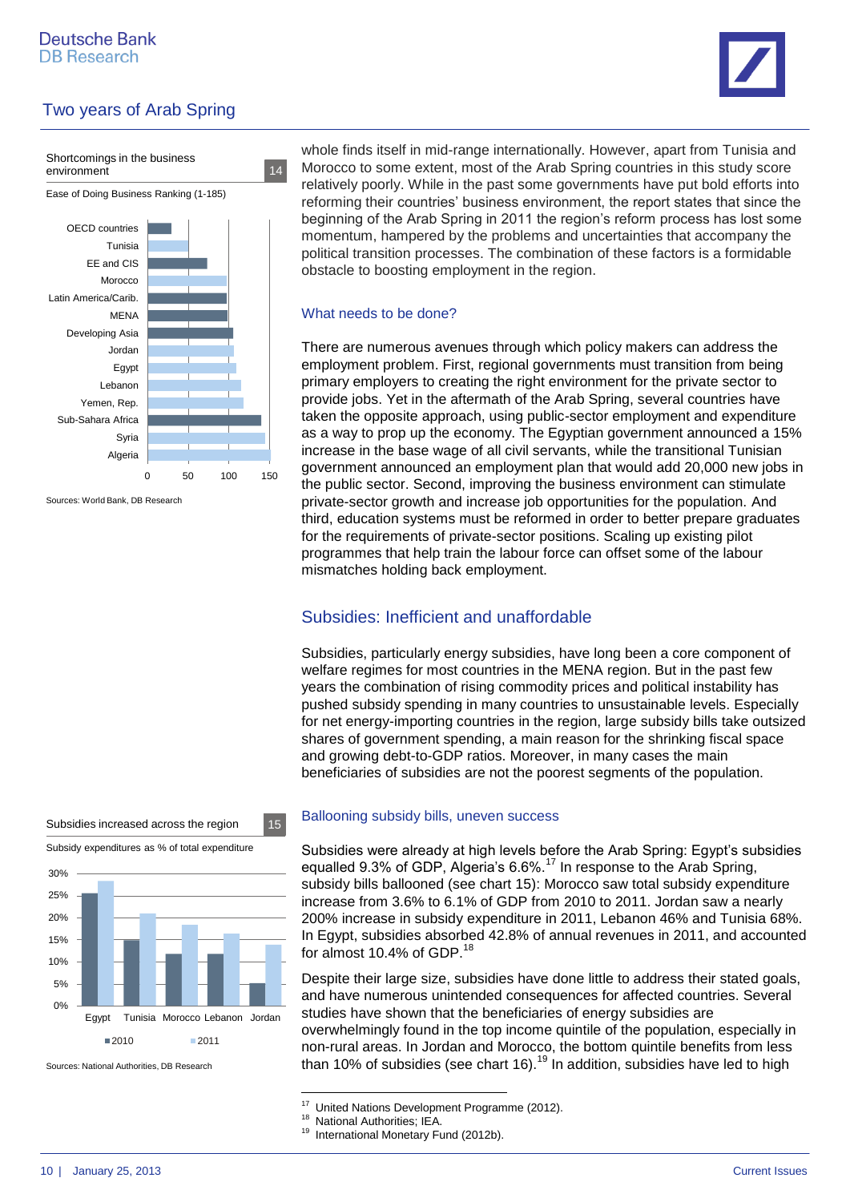Shortcomings in the business environment 14

Ease of Doing Business Ranking (1-185)

Sources: World Bank, DB Research

whole finds itself in mid-range internationally. However, apart from Tunisia and Morocco to some extent, most of the Arab Spring countries in this study score relatively poorly. While in the past some governments have put bold efforts into reforming their countries' business environment, the report states that since the beginning of the Arab Spring in 2011 the region's reform process has lost some momentum, hampered by the problems and uncertainties that accompany the political transition processes. The combination of these factors is a formidable obstacle to boosting employment in the region.

### What needs to be done?

There are numerous avenues through which policy makers can address the employment problem. First, regional governments must transition from being primary employers to creating the right environment for the private sector to provide jobs. Yet in the aftermath of the Arab Spring, several countries have taken the opposite approach, using public-sector employment and expenditure as a way to prop up the economy. The Egyptian government announced a 15% increase in the base wage of all civil servants, while the transitional Tunisian government announced an employment plan that would add 20,000 new jobs in the public sector. Second, improving the business environment can stimulate private-sector growth and increase job opportunities for the population. And third, education systems must be reformed in order to better prepare graduates for the requirements of private-sector positions. Scaling up existing pilot programmes that help train the labour force can offset some of the labour mismatches holding back employment.

## Subsidies: Inefficient and unaffordable

Subsidies, particularly energy subsidies, have long been a core component of welfare regimes for most countries in the MENA region. But in the past few years the combination of rising commodity prices and political instability has pushed subsidy spending in many countries to unsustainable levels. Especially for net energy-importing countries in the region, large subsidy bills take outsized shares of government spending, a main reason for the shrinking fiscal space and growing debt-to-GDP ratios. Moreover, in many cases the main beneficiaries of subsidies are not the poorest segments of the population.

Subsidies increased across the region 15

Subsidy expenditures as % of total expenditure

Sources: National Authorities, DB Research

### Ballooning subsidy bills, uneven success

Subsidies were already at high levels before the Arab Spring: Egypt's subsidies equalled 9.3% of GDP, Algeria's 6.6%.[17] In response to the Arab Spring, subsidy bills ballooned (see chart 15): Morocco saw total subsidy expenditure increase from 3.6% to 6.1% of GDP from 2010 to 2011. Jordan saw a nearly 200% increase in subsidy expenditure in 2011, Lebanon 46% and Tunisia 68%. In Egypt, subsidies absorbed 42.8% of annual revenues in 2011, and accounted for almost 10.4% of GDP.[18]

Despite their large size, subsidies have done little to address their stated goals, and have numerous unintended consequences for affected countries. Several studies have shown that the beneficiaries of energy subsidies are overwhelmingly found in the top income quintile of the population, especially in non-rural areas. In Jordan and Morocco, the bottom quintile benefits from less than 10% of subsidies (see chart 16).[19] In addition, subsidies have led to high

[17] United Nations Development Programme (2012).
[18] National Authorities; IEA.
[19] International Monetary Fund (2012b).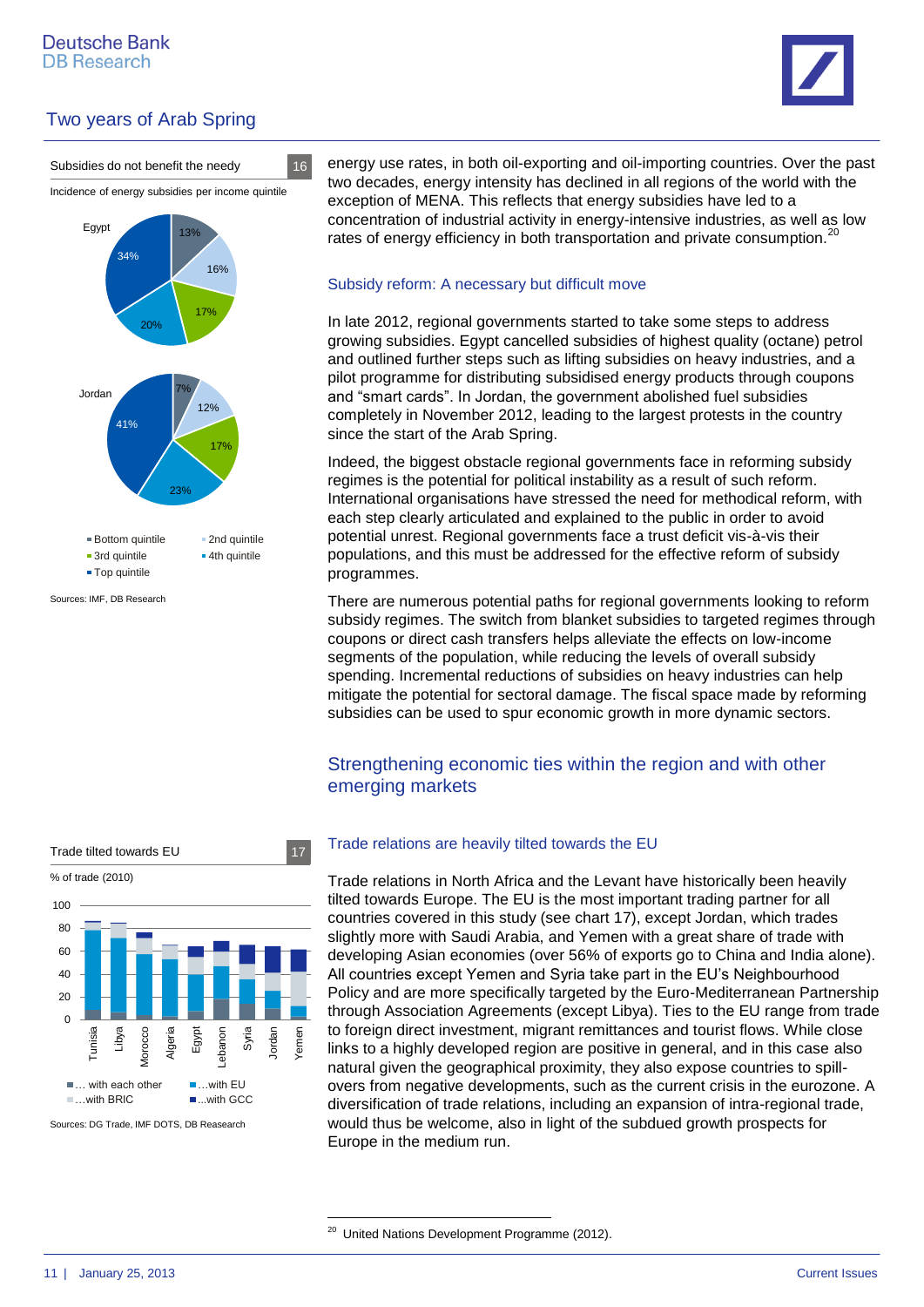Subsidies do not benefit the needy

16

Incidence of energy subsidies per income quintile

| | Bottom quintile | 2nd quintile | 3rd quintile | 4th quintile | Top quintile |
|---|---|---|---|---|---|
| Egypt | 13% | 16% | 17% | 20% | 34% |
| Jordan | 7% | 12% | 17% | 23% | 41% |

Sources: IMF, DB Research

energy use rates, in both oil-exporting and oil-importing countries. Over the past two decades, energy intensity has declined in all regions of the world with the exception of MENA. This reflects that energy subsidies have led to a concentration of industrial activity in energy-intensive industries, as well as low rates of energy efficiency in both transportation and private consumption.[20]

### Subsidy reform: A necessary but difficult move

In late 2012, regional governments started to take some steps to address growing subsidies. Egypt cancelled subsidies of highest quality (octane) petrol and outlined further steps such as lifting subsidies on heavy industries, and a pilot programme for distributing subsidised energy products through coupons and "smart cards". In Jordan, the government abolished fuel subsidies completely in November 2012, leading to the largest protests in the country since the start of the Arab Spring.

Indeed, the biggest obstacle regional governments face in reforming subsidy regimes is the potential for political instability as a result of such reform. International organisations have stressed the need for methodical reform, with each step clearly articulated and explained to the public in order to avoid potential unrest. Regional governments face a trust deficit vis-à-vis their populations, and this must be addressed for the effective reform of subsidy programmes.

There are numerous potential paths for regional governments looking to reform subsidy regimes. The switch from blanket subsidies to targeted regimes through coupons or direct cash transfers helps alleviate the effects on low-income segments of the population, while reducing the levels of overall subsidy spending. Incremental reductions of subsidies on heavy industries can help mitigate the potential for sectoral damage. The fiscal space made by reforming subsidies can be used to spur economic growth in more dynamic sectors.

## Strengthening economic ties within the region and with other emerging markets

Trade tilted towards EU

17

% of trade (2010)

Countries: Tunisia, Libya, Morocco, Algeria, Egypt, Lebanon, Syria, Jordan, Yemen

Legend: ... with each other; ...with EU; ...with BRIC; ...with GCC

Sources: DG Trade, IMF DOTS, DB Reasearch

### Trade relations are heavily tilted towards the EU

Trade relations in North Africa and the Levant have historically been heavily tilted towards Europe. The EU is the most important trading partner for all countries covered in this study (see chart 17), except Jordan, which trades slightly more with Saudi Arabia, and Yemen with a great share of trade with developing Asian economies (over 56% of exports go to China and India alone). All countries except Yemen and Syria take part in the EU's Neighbourhood Policy and are more specifically targeted by the Euro-Mediterranean Partnership through Association Agreements (except Libya). Ties to the EU range from trade to foreign direct investment, migrant remittances and tourist flows. While close links to a highly developed region are positive in general, and in this case also natural given the geographical proximity, they also expose countries to spill-overs from negative developments, such as the current crisis in the eurozone. A diversification of trade relations, including an expansion of intra-regional trade, would thus be welcome, also in light of the subdued growth prospects for Europe in the medium run.

---

[20] United Nations Development Programme (2012).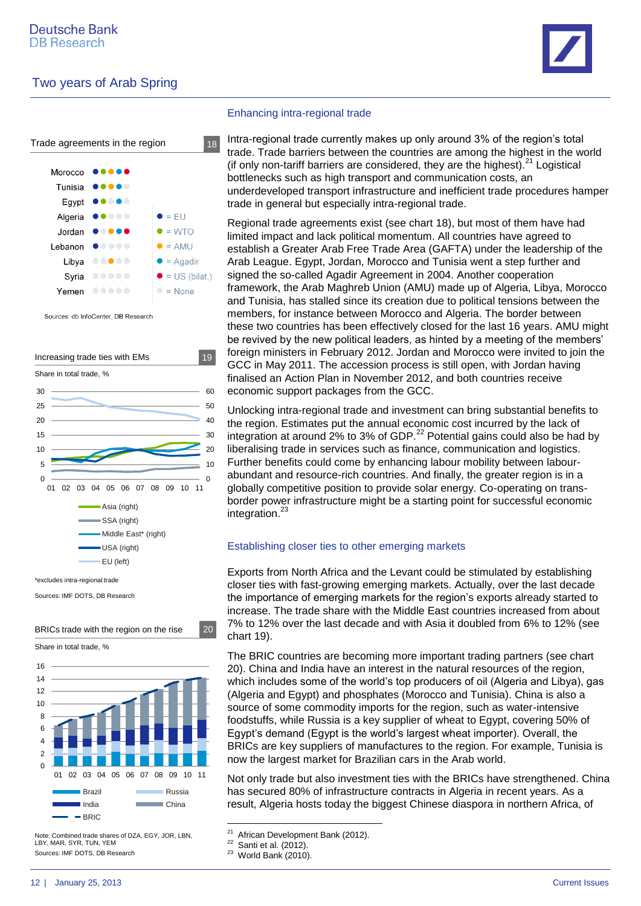## Enhancing intra-regional trade

Intra-regional trade currently makes up only around 3% of the region's total trade. Trade barriers between the countries are among the highest in the world (if only non-tariff barriers are considered, they are the highest).[21] Logistical bottlenecks such as high transport and communication costs, an underdeveloped transport infrastructure and inefficient trade procedures hamper trade in general but especially intra-regional trade.

Regional trade agreements exist (see chart 18), but most of them have had limited impact and lack political momentum. All countries have agreed to establish a Greater Arab Free Trade Area (GAFTA) under the leadership of the Arab League. Egypt, Jordan, Morocco and Tunisia went a step further and signed the so-called Agadir Agreement in 2004. Another cooperation framework, the Arab Maghreb Union (AMU) made up of Algeria, Libya, Morocco and Tunisia, has stalled since its creation due to political tensions between the members, for instance between Morocco and Algeria. The border between these two countries has been effectively closed for the last 16 years. AMU might be revived by the new political leaders, as hinted by a meeting of the members' foreign ministers in February 2012. Jordan and Morocco were invited to join the GCC in May 2011. The accession process is still open, with Jordan having finalised an Action Plan in November 2012, and both countries receive economic support packages from the GCC.

Unlocking intra-regional trade and investment can bring substantial benefits to the region. Estimates put the annual economic cost incurred by the lack of integration at around 2% to 3% of GDP.[22] Potential gains could also be had by liberalising trade in services such as finance, communication and logistics. Further benefits could come by enhancing labour mobility between labour-abundant and resource-rich countries. And finally, the greater region is in a globally competitive position to provide solar energy. Co-operating on trans-border power infrastructure might be a starting point for successful economic integration.[23]

**Trade agreements in the region** (18)

| Country | EU | WTO | AMU | Agadir | US (bilat.) |
|---|---|---|---|---|---|
| Morocco | ● | ● | ● | ● | ● |
| Tunisia | ● | ● | ● | ● | |
| Egypt | ● | ● | | ● | |
| Algeria | ● | | ● | | |
| Jordan | ● | ● | | ● | ● |
| Lebanon | ● | | | | |
| Libya | | | ● | | |
| Syria | | | | | |
| Yemen | | | | | |

Sources: db InfoCenter, DB Research

**Increasing trade ties with EMs** (19)

Share in total trade, %

Asia (right), SSA (right), Middle East* (right), USA (right), EU (left)

*excludes intra-regional trade

Sources: IMF DOTS, DB Research

## Establishing closer ties to other emerging markets

Exports from North Africa and the Levant could be stimulated by establishing closer ties with fast-growing emerging markets. Actually, over the last decade the importance of emerging markets for the region's exports already started to increase. The trade share with the Middle East countries increased from about 7% to 12% over the last decade and with Asia it doubled from 6% to 12% (see chart 19).

The BRIC countries are becoming more important trading partners (see chart 20). China and India have an interest in the natural resources of the region, which includes some of the world's top producers of oil (Algeria and Libya), gas (Algeria and Egypt) and phosphates (Morocco and Tunisia). China is also a source of some commodity imports for the region, such as water-intensive foodstuffs, while Russia is a key supplier of wheat to Egypt, covering 50% of Egypt's demand (Egypt is the world's largest wheat importer). Overall, the BRICs are key suppliers of manufactures to the region. For example, Tunisia is now the largest market for Brazilian cars in the Arab world.

Not only trade but also investment ties with the BRICs have strengthened. China has secured 80% of infrastructure contracts in Algeria in recent years. As a result, Algeria hosts today the biggest Chinese diaspora in northern Africa, of

**BRICs trade with the region on the rise** (20)

Share in total trade, %

Brazil, Russia, India, China, BRIC

Note: Combined trade shares of DZA, EGY, JOR, LBN, LBY, MAR, SYR, TUN, YEM

Sources: IMF DOTS, DB Research

---

[21] African Development Bank (2012).
[22] Santi et al. (2012).
[23] World Bank (2010).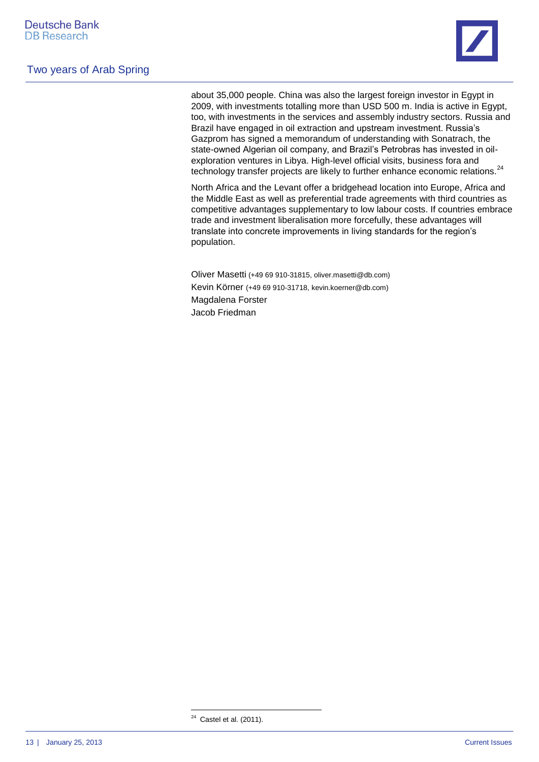about 35,000 people. China was also the largest foreign investor in Egypt in 2009, with investments totalling more than USD 500 m. India is active in Egypt, too, with investments in the services and assembly industry sectors. Russia and Brazil have engaged in oil extraction and upstream investment. Russia's Gazprom has signed a memorandum of understanding with Sonatrach, the state-owned Algerian oil company, and Brazil's Petrobras has invested in oil-exploration ventures in Libya. High-level official visits, business fora and technology transfer projects are likely to further enhance economic relations.[24]

North Africa and the Levant offer a bridgehead location into Europe, Africa and the Middle East as well as preferential trade agreements with third countries as competitive advantages supplementary to low labour costs. If countries embrace trade and investment liberalisation more forcefully, these advantages will translate into concrete improvements in living standards for the region's population.

Oliver Masetti (+49 69 910-31815, oliver.masetti@db.com)
Kevin Körner (+49 69 910-31718, kevin.koerner@db.com)
Magdalena Forster
Jacob Friedman

---

[24] Castel et al. (2011).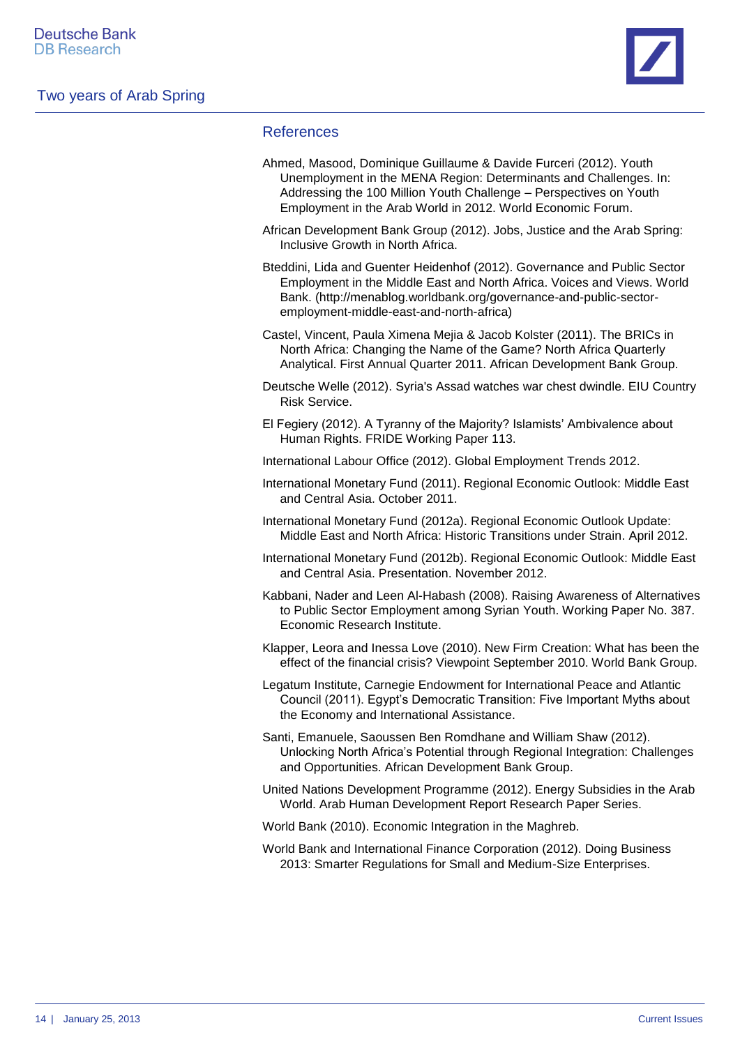## References

Ahmed, Masood, Dominique Guillaume & Davide Furceri (2012). Youth Unemployment in the MENA Region: Determinants and Challenges. In: Addressing the 100 Million Youth Challenge – Perspectives on Youth Employment in the Arab World in 2012. World Economic Forum.

African Development Bank Group (2012). Jobs, Justice and the Arab Spring: Inclusive Growth in North Africa.

Bteddini, Lida and Guenter Heidenhof (2012). Governance and Public Sector Employment in the Middle East and North Africa. Voices and Views. World Bank. (http://menablog.worldbank.org/governance-and-public-sector-employment-middle-east-and-north-africa)

Castel, Vincent, Paula Ximena Mejia & Jacob Kolster (2011). The BRICs in North Africa: Changing the Name of the Game? North Africa Quarterly Analytical. First Annual Quarter 2011. African Development Bank Group.

Deutsche Welle (2012). Syria's Assad watches war chest dwindle. EIU Country Risk Service.

El Fegiery (2012). A Tyranny of the Majority? Islamists' Ambivalence about Human Rights. FRIDE Working Paper 113.

International Labour Office (2012). Global Employment Trends 2012.

International Monetary Fund (2011). Regional Economic Outlook: Middle East and Central Asia. October 2011.

International Monetary Fund (2012a). Regional Economic Outlook Update: Middle East and North Africa: Historic Transitions under Strain. April 2012.

International Monetary Fund (2012b). Regional Economic Outlook: Middle East and Central Asia. Presentation. November 2012.

Kabbani, Nader and Leen Al-Habash (2008). Raising Awareness of Alternatives to Public Sector Employment among Syrian Youth. Working Paper No. 387. Economic Research Institute.

Klapper, Leora and Inessa Love (2010). New Firm Creation: What has been the effect of the financial crisis? Viewpoint September 2010. World Bank Group.

Legatum Institute, Carnegie Endowment for International Peace and Atlantic Council (2011). Egypt's Democratic Transition: Five Important Myths about the Economy and International Assistance.

Santi, Emanuele, Saoussen Ben Romdhane and William Shaw (2012). Unlocking North Africa's Potential through Regional Integration: Challenges and Opportunities. African Development Bank Group.

United Nations Development Programme (2012). Energy Subsidies in the Arab World. Arab Human Development Report Research Paper Series.

World Bank (2010). Economic Integration in the Maghreb.

World Bank and International Finance Corporation (2012). Doing Business 2013: Smarter Regulations for Small and Medium-Size Enterprises.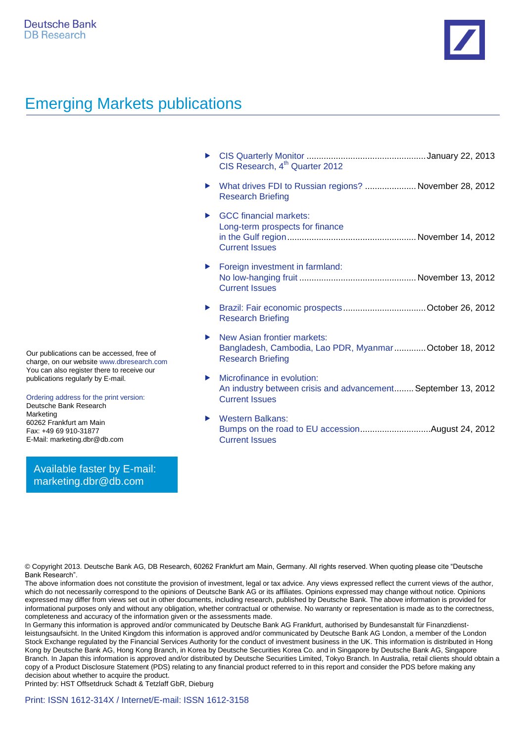Deutsche Bank
DB Research

# Emerging Markets publications

- CIS Quarterly Monitor ........................................................ January 22, 2013
  CIS Research, 4th Quarter 2012
- What drives FDI to Russian regions? ..................... November 28, 2012
  Research Briefing
- GCC financial markets:
  Long-term prospects for finance
  in the Gulf region ..................................................... November 14, 2012
  Current Issues
- Foreign investment in farmland:
  No low-hanging fruit ................................................ November 13, 2012
  Current Issues
- Brazil: Fair economic prospects .................................. October 26, 2012
  Research Briefing
- New Asian frontier markets:
  Bangladesh, Cambodia, Lao PDR, Myanmar ............. October 18, 2012
  Research Briefing
- Microfinance in evolution:
  An industry between crisis and advancement ........ September 13, 2012
  Current Issues
- Western Balkans:
  Bumps on the road to EU accession ............................ August 24, 2012
  Current Issues

Our publications can be accessed, free of charge, on our website www.dbresearch.com
You can also register there to receive our publications regularly by E-mail.

Ordering address for the print version:
Deutsche Bank Research
Marketing
60262 Frankfurt am Main
Fax: +49 69 910-31877
E-Mail: marketing.dbr@db.com

**Available faster by E-mail:**
**marketing.dbr@db.com**

© Copyright 2013. Deutsche Bank AG, DB Research, 60262 Frankfurt am Main, Germany. All rights reserved. When quoting please cite "Deutsche Bank Research".
The above information does not constitute the provision of investment, legal or tax advice. Any views expressed reflect the current views of the author, which do not necessarily correspond to the opinions of Deutsche Bank AG or its affiliates. Opinions expressed may change without notice. Opinions expressed may differ from views set out in other documents, including research, published by Deutsche Bank. The above information is provided for informational purposes only and without any obligation, whether contractual or otherwise. No warranty or representation is made as to the correctness, completeness and accuracy of the information given or the assessments made.
In Germany this information is approved and/or communicated by Deutsche Bank AG Frankfurt, authorised by Bundesanstalt für Finanzdienstleistungsaufsicht. In the United Kingdom this information is approved and/or communicated by Deutsche Bank AG London, a member of the London Stock Exchange regulated by the Financial Services Authority for the conduct of investment business in the UK. This information is distributed in Hong Kong by Deutsche Bank AG, Hong Kong Branch, in Korea by Deutsche Securities Korea Co. and in Singapore by Deutsche Bank AG, Singapore Branch. In Japan this information is approved and/or distributed by Deutsche Securities Limited, Tokyo Branch. In Australia, retail clients should obtain a copy of a Product Disclosure Statement (PDS) relating to any financial product referred to in this report and consider the PDS before making any decision about whether to acquire the product.
Printed by: HST Offsetdruck Schadt & Tetzlaff GbR, Dieburg

Print: ISSN 1612-314X / Internet/E-mail: ISSN 1612-3158